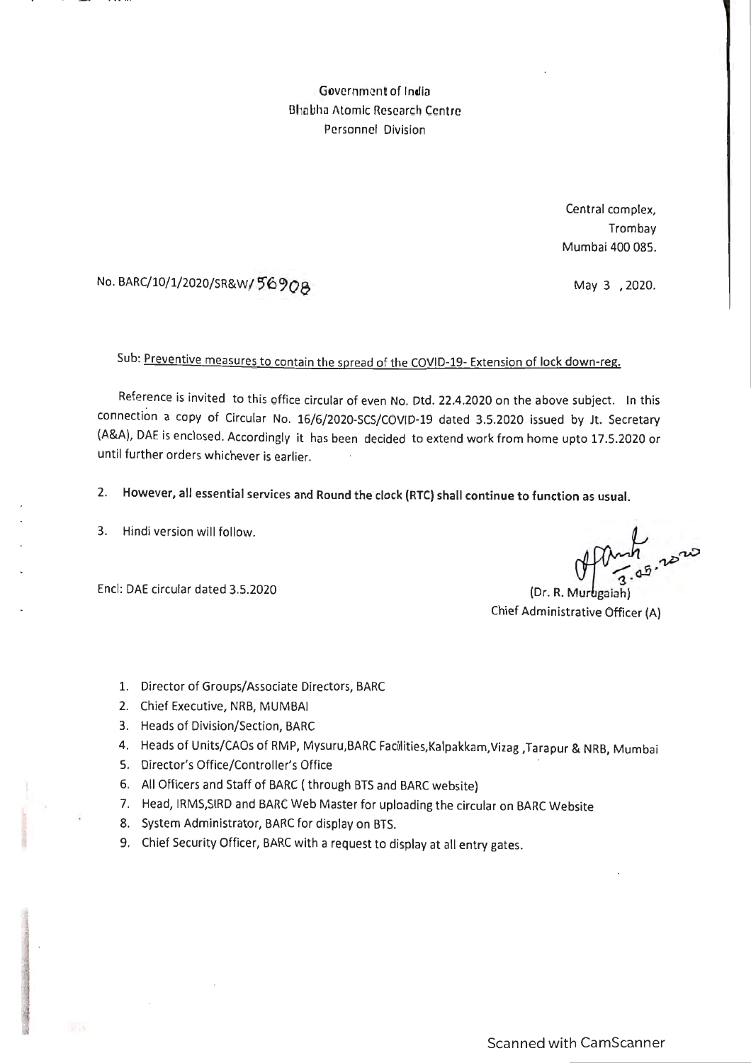Government of India
Bhabha Atomic Research Centre
Personnel Division

Central complex,
Trombay
Mumbai 400 085.

No. BARC/10/1/2020/SR&W/56908

May 3 , 2020.

Sub: Preventive measures to contain the spread of the COVID-19- Extension of lock down-reg.

Reference is invited to this office circular of even No. Dtd. 22.4.2020 on the above subject. In this connection a copy of Circular No. 16/6/2020-SCS/COVID-19 dated 3.5.2020 issued by Jt. Secretary (A&A), DAE is enclosed. Accordingly it has been decided to extend work from home upto 17.5.2020 or until further orders whichever is earlier.

2. **However, all essential services and Round the clock (RTC) shall continue to function as usual.**

3. Hindi version will follow.

Encl: DAE circular dated 3.5.2020

3.05.2020
(Dr. R. Murugaiah)
Chief Administrative Officer (A)

1. Director of Groups/Associate Directors, BARC
2. Chief Executive, NRB, MUMBAI
3. Heads of Division/Section, BARC
4. Heads of Units/CAOs of RMP, Mysuru,BARC Facilities,Kalpakkam,Vizag ,Tarapur & NRB, Mumbai
5. Director's Office/Controller's Office
6. All Officers and Staff of BARC ( through BTS and BARC website)
7. Head, IRMS,SIRD and BARC Web Master for uploading the circular on BARC Website
8. System Administrator, BARC for display on BTS.
9. Chief Security Officer, BARC with a request to display at all entry gates.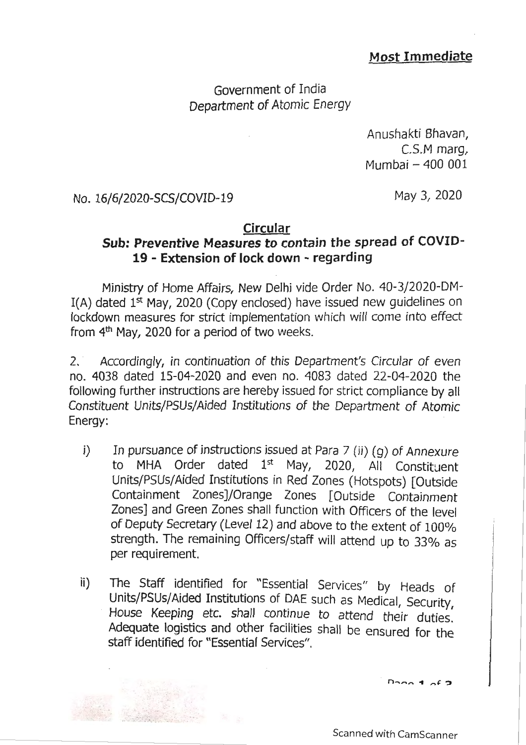**Most Immediate**

Government of India
Department of Atomic Energy

Anushakti Bhavan,
C.S.M marg,
Mumbai – 400 001

No. 16/6/2020-SCS/COVID-19

May 3, 2020

**Circular**

**Sub: Preventive Measures to contain the spread of COVID-19 - Extension of lock down - regarding**

Ministry of Home Affairs, New Delhi vide Order No. 40-3/2020-DM-I(A) dated 1st May, 2020 (Copy enclosed) have issued new guidelines on lockdown measures for strict implementation which will come into effect from 4th May, 2020 for a period of two weeks.

2. Accordingly, in continuation of this Department's Circular of even no. 4038 dated 15-04-2020 and even no. 4083 dated 22-04-2020 the following further instructions are hereby issued for strict compliance by all Constituent Units/PSUs/Aided Institutions of the Department of Atomic Energy:

i) In pursuance of instructions issued at Para 7 (ii) (g) of Annexure to MHA Order dated 1st May, 2020, All Constituent Units/PSUs/Aided Institutions in Red Zones (Hotspots) [Outside Containment Zones]/Orange Zones [Outside Containment Zones] and Green Zones shall function with Officers of the level of Deputy Secretary (Level 12) and above to the extent of 100% strength. The remaining Officers/staff will attend up to 33% as per requirement.

ii) The Staff identified for "Essential Services" by Heads of Units/PSUs/Aided Institutions of DAE such as Medical, Security, House Keeping etc. shall continue to attend their duties. Adequate logistics and other facilities shall be ensured for the staff identified for "Essential Services".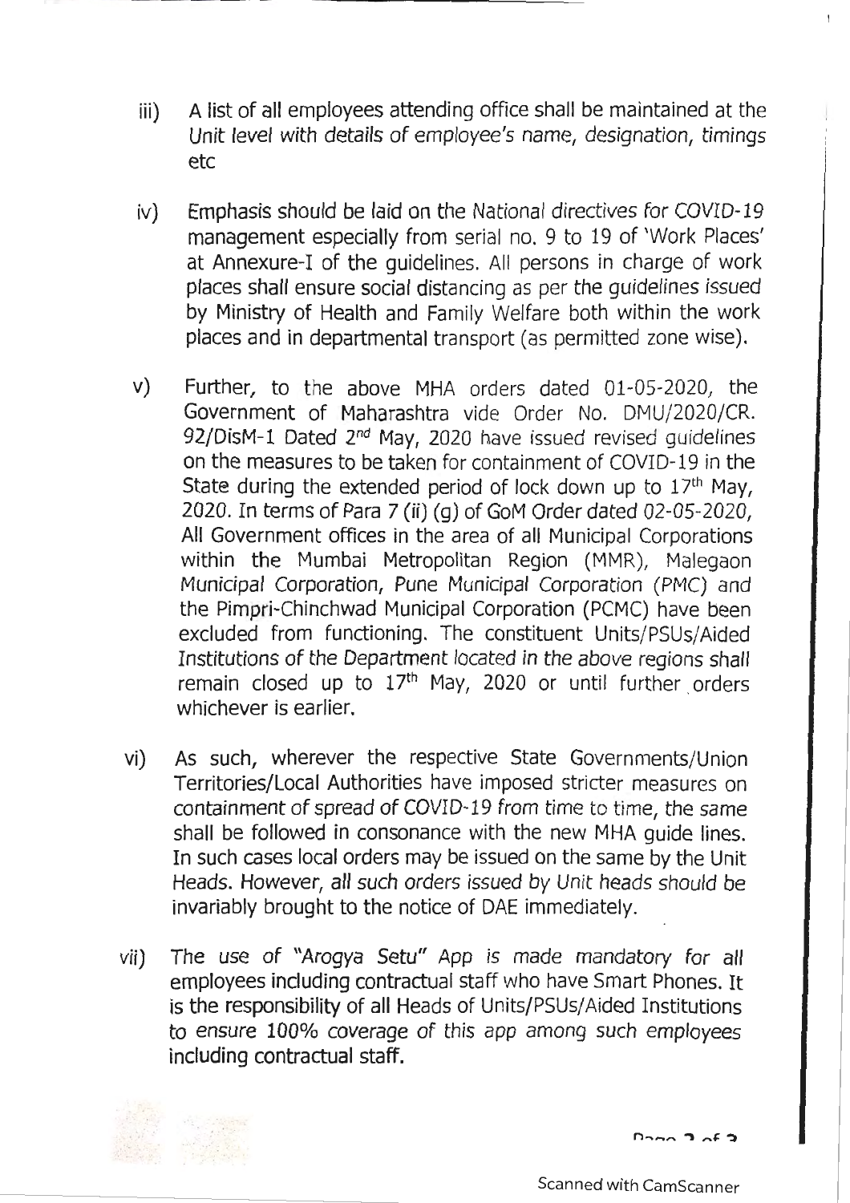iii) A list of all employees attending office shall be maintained at the Unit level with details of employee's name, designation, timings etc

iv) Emphasis should be laid on the National directives for COVID-19 management especially from serial no. 9 to 19 of 'Work Places' at Annexure-I of the guidelines. All persons in charge of work places shall ensure social distancing as per the guidelines issued by Ministry of Health and Family Welfare both within the work places and in departmental transport (as permitted zone wise).

v) Further, to the above MHA orders dated 01-05-2020, the Government of Maharashtra vide Order No. DMU/2020/CR. 92/DisM-1 Dated 2nd May, 2020 have issued revised guidelines on the measures to be taken for containment of COVID-19 in the State during the extended period of lock down up to 17th May, 2020. In terms of Para 7 (ii) (g) of GoM Order dated 02-05-2020, All Government offices in the area of all Municipal Corporations within the Mumbai Metropolitan Region (MMR), Malegaon Municipal Corporation, Pune Municipal Corporation (PMC) and the Pimpri-Chinchwad Municipal Corporation (PCMC) have been excluded from functioning. The constituent Units/PSUs/Aided Institutions of the Department located in the above regions shall remain closed up to 17th May, 2020 or until further orders whichever is earlier.

vi) As such, wherever the respective State Governments/Union Territories/Local Authorities have imposed stricter measures on containment of spread of COVID-19 from time to time, the same shall be followed in consonance with the new MHA guide lines. In such cases local orders may be issued on the same by the Unit Heads. However, all such orders issued by Unit heads should be invariably brought to the notice of DAE immediately.

vii) The use of "Arogya Setu" App is made mandatory for all employees including contractual staff who have Smart Phones. It is the responsibility of all Heads of Units/PSUs/Aided Institutions to ensure 100% coverage of this app among such employees including contractual staff.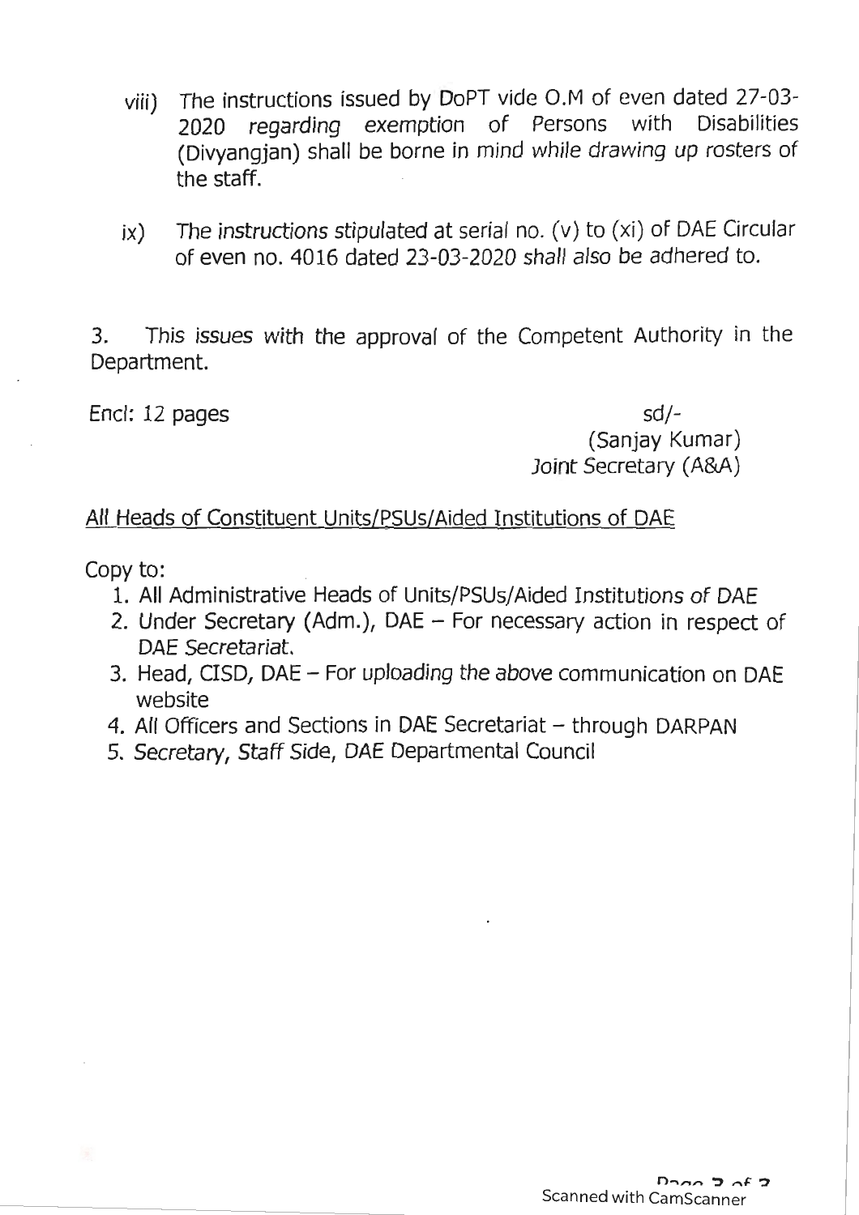viii) The instructions issued by DoPT vide O.M of even dated 27-03-2020 regarding exemption of Persons with Disabilities (Divyangjan) shall be borne in mind while drawing up rosters of the staff.

ix) The instructions stipulated at serial no. (v) to (xi) of DAE Circular of even no. 4016 dated 23-03-2020 shall also be adhered to.

3. This issues with the approval of the Competent Authority in the Department.

Encl: 12 pages

sd/-
(Sanjay Kumar)
Joint Secretary (A&A)

All Heads of Constituent Units/PSUs/Aided Institutions of DAE

Copy to:

1. All Administrative Heads of Units/PSUs/Aided Institutions of DAE
2. Under Secretary (Adm.), DAE – For necessary action in respect of DAE Secretariat.
3. Head, CISD, DAE – For uploading the above communication on DAE website
4. All Officers and Sections in DAE Secretariat – through DARPAN
5. Secretary, Staff Side, DAE Departmental Council